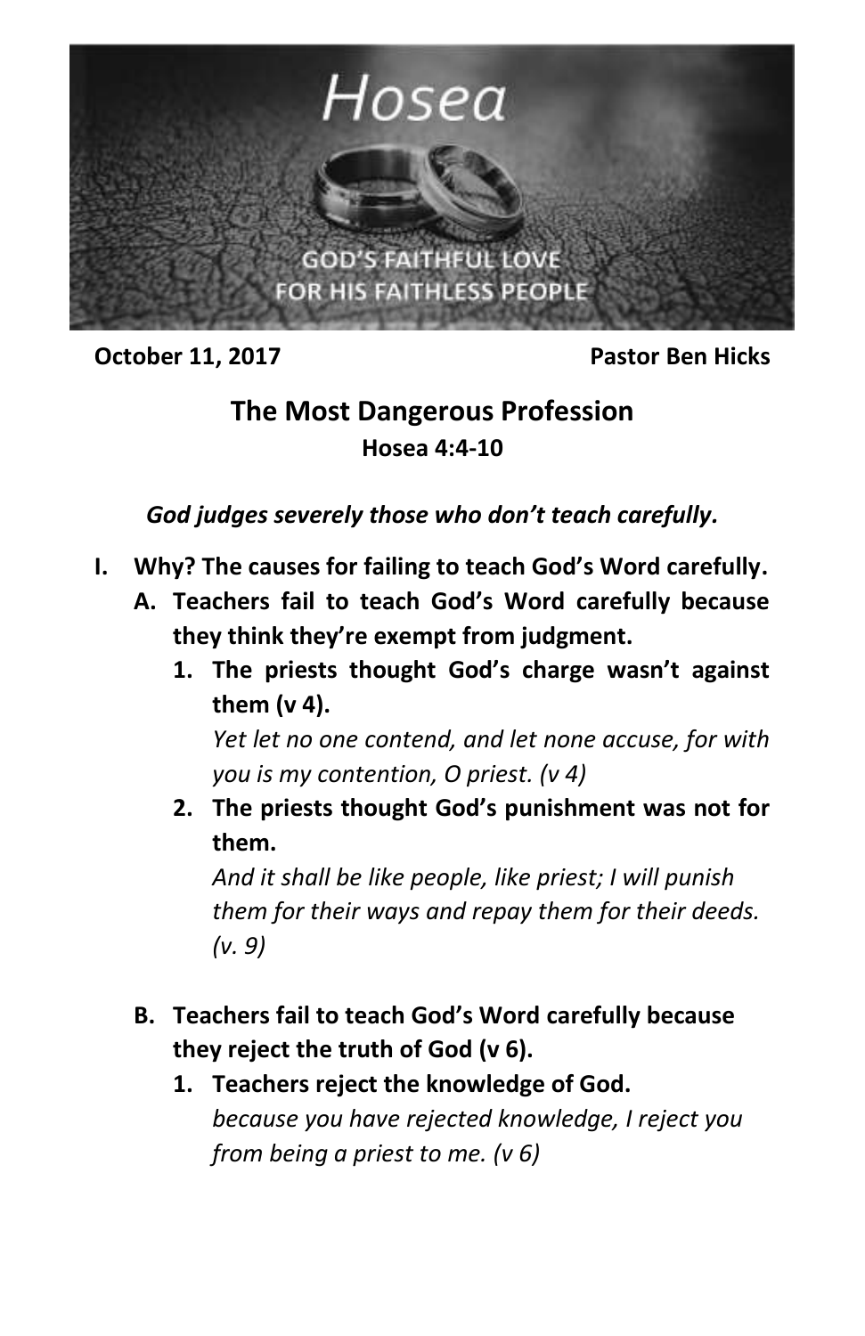Hosea

GOD'S FAITHFUL LOVE FOR HIS FAITHLESS PEOPLE

**October 11, 2017** **Pastor Ben Hicks**

## The Most Dangerous Profession

**Hosea 4:4-10**

***God judges severely those who don't teach carefully.***

**I. Why? The causes for failing to teach God's Word carefully.**

**A. Teachers fail to teach God's Word carefully because they think they're exempt from judgment.**

**1. The priests thought God's charge wasn't against them (v 4).**

*Yet let no one contend, and let none accuse, for with you is my contention, O priest. (v 4)*

**2. The priests thought God's punishment was not for them.**

*And it shall be like people, like priest; I will punish them for their ways and repay them for their deeds. (v. 9)*

**B. Teachers fail to teach God's Word carefully because they reject the truth of God (v 6).**

**1. Teachers reject the knowledge of God.**

*because you have rejected knowledge, I reject you from being a priest to me. (v 6)*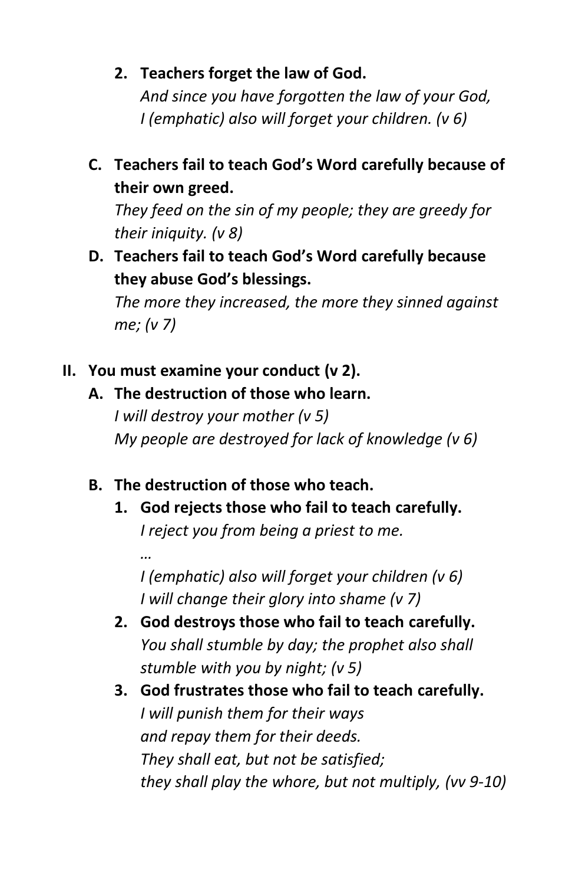2. **Teachers forget the law of God.**
   *And since you have forgotten the law of your God,*
   *I (emphatic) also will forget your children. (v 6)*

C. **Teachers fail to teach God's Word carefully because of their own greed.**
   *They feed on the sin of my people; they are greedy for their iniquity. (v 8)*

D. **Teachers fail to teach God's Word carefully because they abuse God's blessings.**
   *The more they increased, the more they sinned against me; (v 7)*

II. **You must examine your conduct (v 2).**

A. **The destruction of those who learn.**
   *I will destroy your mother (v 5)*
   *My people are destroyed for lack of knowledge (v 6)*

B. **The destruction of those who teach.**

1. **God rejects those who fail to teach carefully.**
   *I reject you from being a priest to me.*
   *…*
   *I (emphatic) also will forget your children (v 6)*
   *I will change their glory into shame (v 7)*

2. **God destroys those who fail to teach carefully.**
   *You shall stumble by day; the prophet also shall stumble with you by night; (v 5)*

3. **God frustrates those who fail to teach carefully.**
   *I will punish them for their ways*
   *and repay them for their deeds.*
   *They shall eat, but not be satisfied;*
   *they shall play the whore, but not multiply, (vv 9-10)*